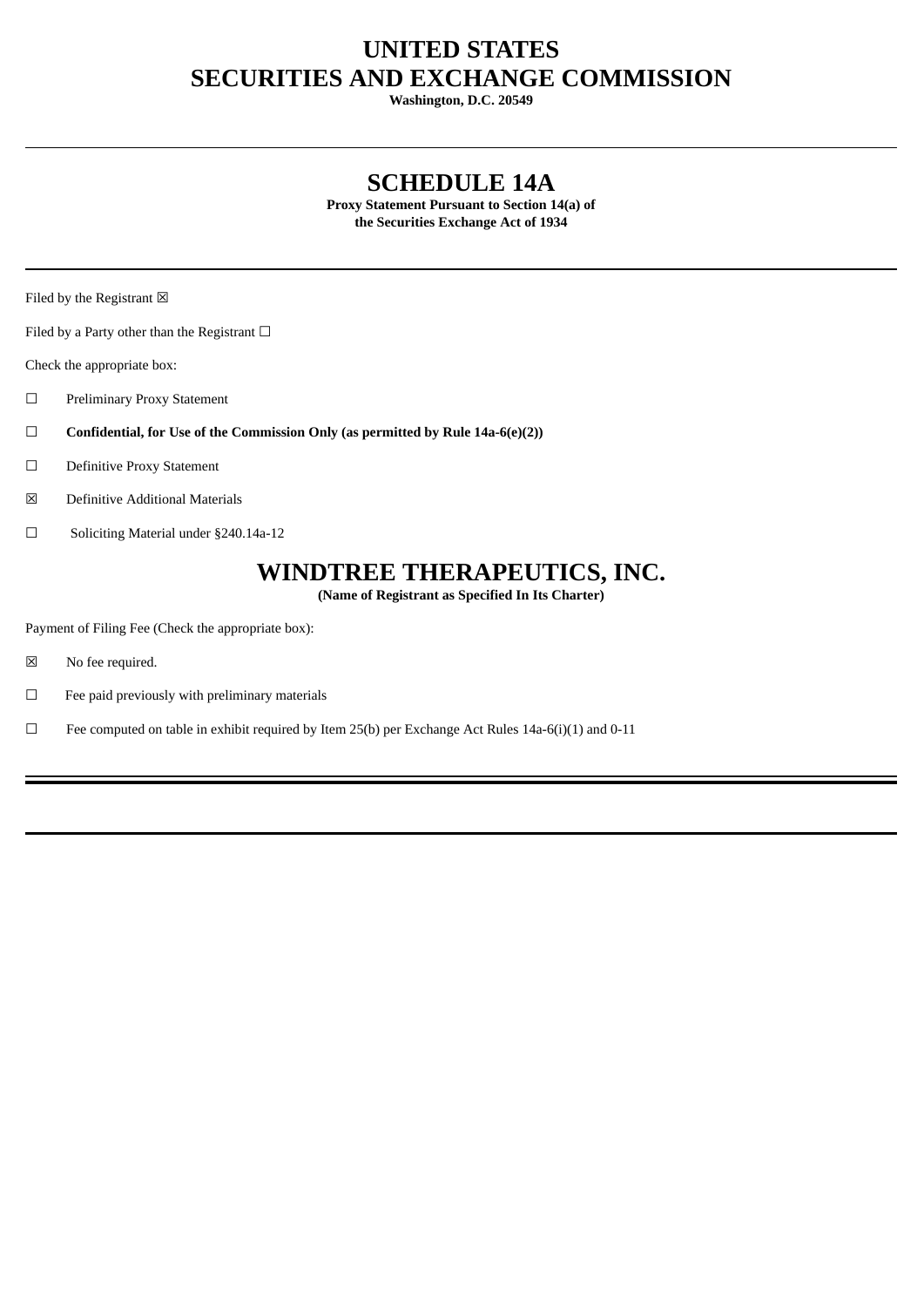# UNITED STATES
# SECURITIES AND EXCHANGE COMMISSION

**Washington, D.C. 20549**

---

## SCHEDULE 14A

**Proxy Statement Pursuant to Section 14(a) of**
**the Securities Exchange Act of 1934**

---

Filed by the Registrant ☒

Filed by a Party other than the Registrant ☐

Check the appropriate box:

☐ Preliminary Proxy Statement

☐ **Confidential, for Use of the Commission Only (as permitted by Rule 14a-6(e)(2))**

☐ Definitive Proxy Statement

☒ Definitive Additional Materials

☐ Soliciting Material under §240.14a-12

## WINDTREE THERAPEUTICS, INC.

**(Name of Registrant as Specified In Its Charter)**

Payment of Filing Fee (Check the appropriate box):

☒ No fee required.

☐ Fee paid previously with preliminary materials

☐ Fee computed on table in exhibit required by Item 25(b) per Exchange Act Rules 14a-6(i)(1) and 0-11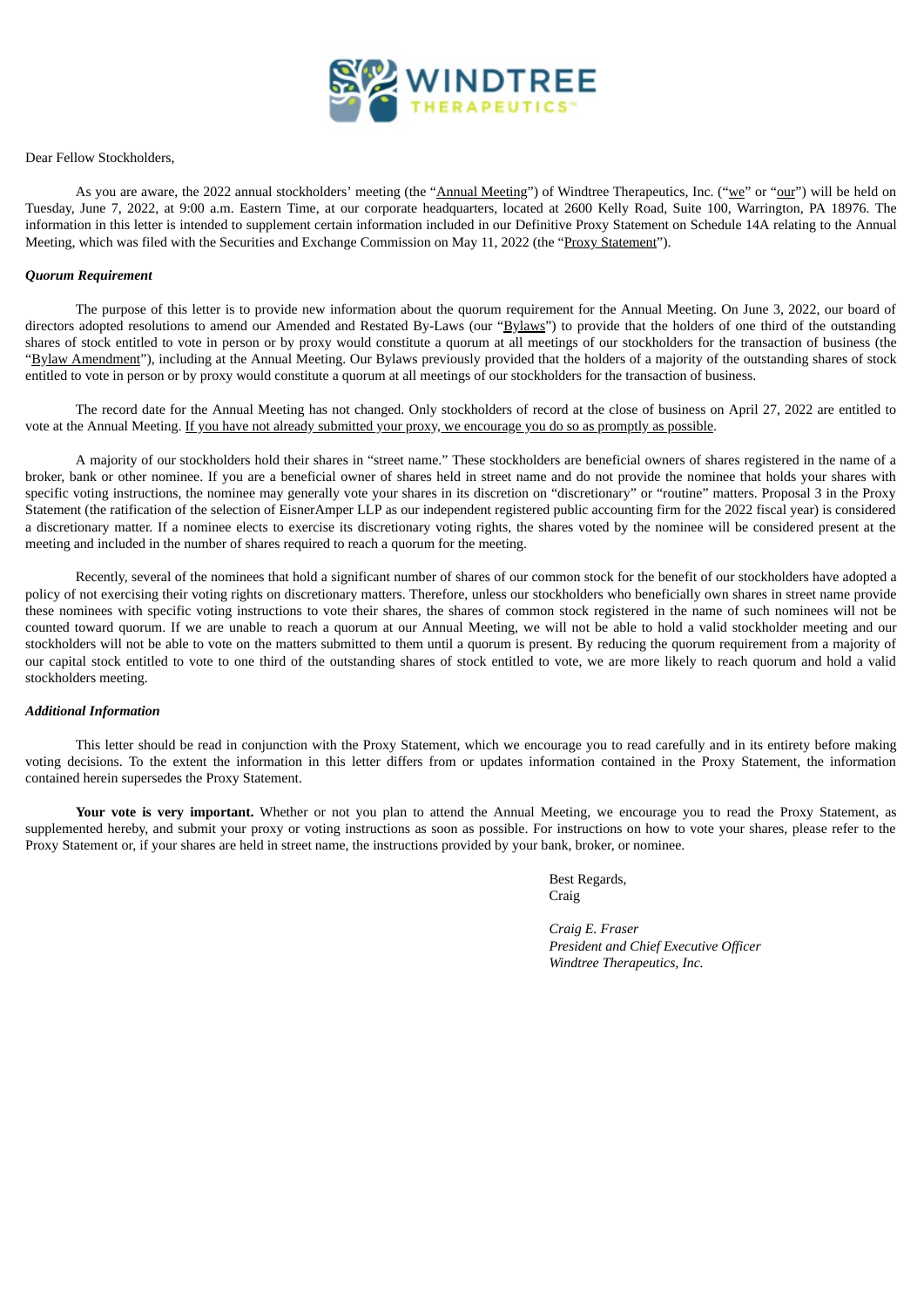Dear Fellow Stockholders,

As you are aware, the 2022 annual stockholders' meeting (the "Annual Meeting") of Windtree Therapeutics, Inc. ("we" or "our") will be held on Tuesday, June 7, 2022, at 9:00 a.m. Eastern Time, at our corporate headquarters, located at 2600 Kelly Road, Suite 100, Warrington, PA 18976. The information in this letter is intended to supplement certain information included in our Definitive Proxy Statement on Schedule 14A relating to the Annual Meeting, which was filed with the Securities and Exchange Commission on May 11, 2022 (the "Proxy Statement").

***Quorum Requirement***

The purpose of this letter is to provide new information about the quorum requirement for the Annual Meeting. On June 3, 2022, our board of directors adopted resolutions to amend our Amended and Restated By-Laws (our "Bylaws") to provide that the holders of one third of the outstanding shares of stock entitled to vote in person or by proxy would constitute a quorum at all meetings of our stockholders for the transaction of business (the "Bylaw Amendment"), including at the Annual Meeting. Our Bylaws previously provided that the holders of a majority of the outstanding shares of stock entitled to vote in person or by proxy would constitute a quorum at all meetings of our stockholders for the transaction of business.

The record date for the Annual Meeting has not changed. Only stockholders of record at the close of business on April 27, 2022 are entitled to vote at the Annual Meeting. If you have not already submitted your proxy, we encourage you do so as promptly as possible.

A majority of our stockholders hold their shares in "street name." These stockholders are beneficial owners of shares registered in the name of a broker, bank or other nominee. If you are a beneficial owner of shares held in street name and do not provide the nominee that holds your shares with specific voting instructions, the nominee may generally vote your shares in its discretion on "discretionary" or "routine" matters. Proposal 3 in the Proxy Statement (the ratification of the selection of EisnerAmper LLP as our independent registered public accounting firm for the 2022 fiscal year) is considered a discretionary matter. If a nominee elects to exercise its discretionary voting rights, the shares voted by the nominee will be considered present at the meeting and included in the number of shares required to reach a quorum for the meeting.

Recently, several of the nominees that hold a significant number of shares of our common stock for the benefit of our stockholders have adopted a policy of not exercising their voting rights on discretionary matters. Therefore, unless our stockholders who beneficially own shares in street name provide these nominees with specific voting instructions to vote their shares, the shares of common stock registered in the name of such nominees will not be counted toward quorum. If we are unable to reach a quorum at our Annual Meeting, we will not be able to hold a valid stockholder meeting and our stockholders will not be able to vote on the matters submitted to them until a quorum is present. By reducing the quorum requirement from a majority of our capital stock entitled to vote to one third of the outstanding shares of stock entitled to vote, we are more likely to reach quorum and hold a valid stockholders meeting.

***Additional Information***

This letter should be read in conjunction with the Proxy Statement, which we encourage you to read carefully and in its entirety before making voting decisions. To the extent the information in this letter differs from or updates information contained in the Proxy Statement, the information contained herein supersedes the Proxy Statement.

**Your vote is very important.** Whether or not you plan to attend the Annual Meeting, we encourage you to read the Proxy Statement, as supplemented hereby, and submit your proxy or voting instructions as soon as possible. For instructions on how to vote your shares, please refer to the Proxy Statement or, if your shares are held in street name, the instructions provided by your bank, broker, or nominee.

Best Regards,
Craig

*Craig E. Fraser*
*President and Chief Executive Officer*
*Windtree Therapeutics, Inc.*